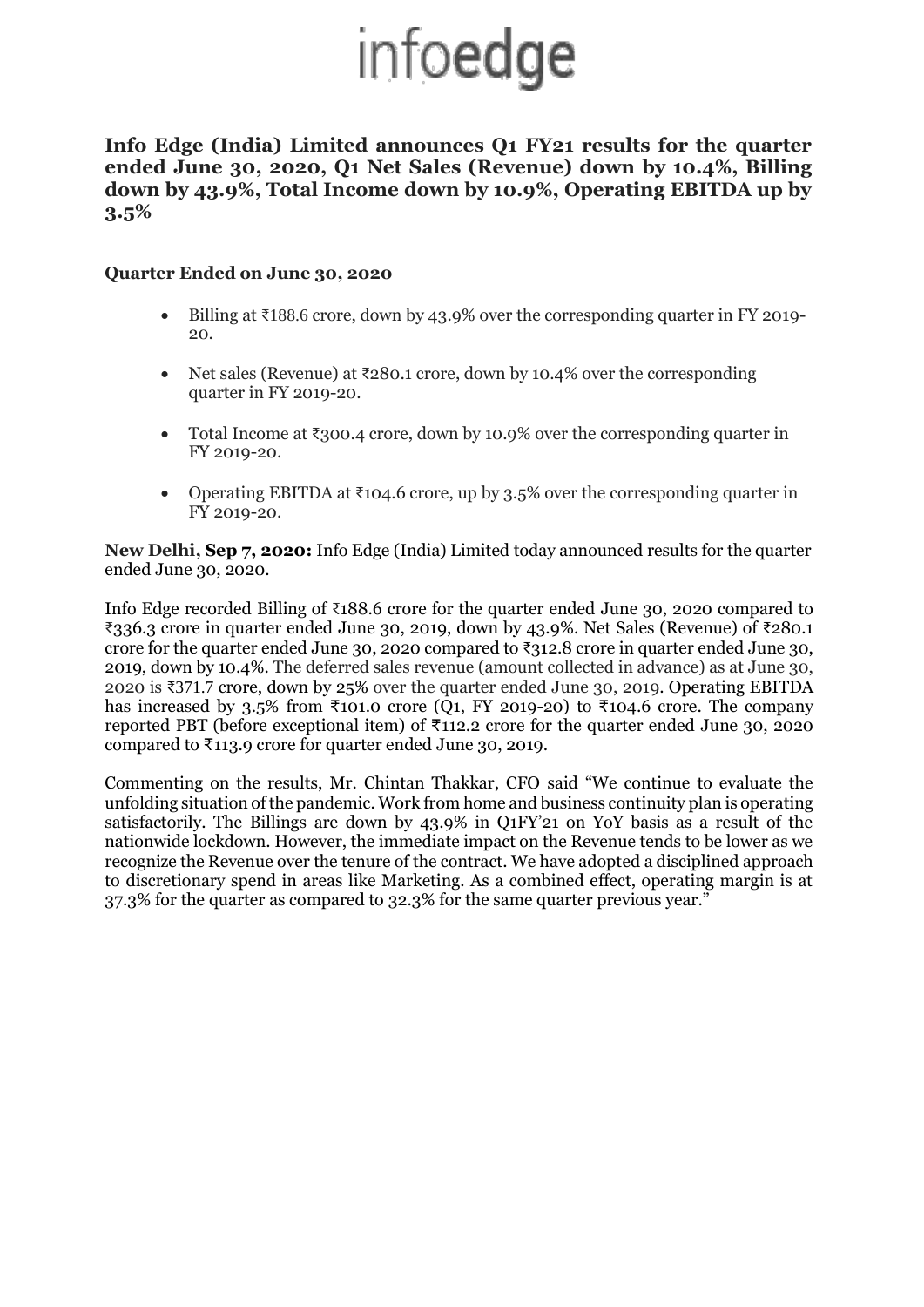# infoedge

## Info Edge (India) Limited announces Q1 FY21 results for the quarter ended June 30, 2020, Q1 Net Sales (Revenue) down by 10.4%, Billing down by 43.9%, Total Income down by 10.9%, Operating EBITDA up by 3.5%

### Quarter Ended on June 30, 2020

- Billing at ₹188.6 crore, down by 43.9% over the corresponding quarter in FY 2019-20.
- Net sales (Revenue) at ₹280.1 crore, down by 10.4% over the corresponding quarter in FY 2019-20.
- Total Income at ₹300.4 crore, down by 10.9% over the corresponding quarter in FY 2019-20.
- Operating EBITDA at ₹104.6 crore, up by 3.5% over the corresponding quarter in FY 2019-20.

**New Delhi, Sep 7, 2020:** Info Edge (India) Limited today announced results for the quarter ended June 30, 2020.

Info Edge recorded Billing of ₹188.6 crore for the quarter ended June 30, 2020 compared to ₹336.3 crore in quarter ended June 30, 2019, down by 43.9%. Net Sales (Revenue) of ₹280.1 crore for the quarter ended June 30, 2020 compared to ₹312.8 crore in quarter ended June 30, 2019, down by 10.4%. The deferred sales revenue (amount collected in advance) as at June 30, 2020 is ₹371.7 crore, down by 25% over the quarter ended June 30, 2019. Operating EBITDA has increased by 3.5% from ₹101.0 crore (Q1, FY 2019-20) to ₹104.6 crore. The company reported PBT (before exceptional item) of ₹112.2 crore for the quarter ended June 30, 2020 compared to ₹113.9 crore for quarter ended June 30, 2019.

Commenting on the results, Mr. Chintan Thakkar, CFO said "We continue to evaluate the unfolding situation of the pandemic. Work from home and business continuity plan is operating satisfactorily. The Billings are down by 43.9% in Q1FY'21 on YoY basis as a result of the nationwide lockdown. However, the immediate impact on the Revenue tends to be lower as we recognize the Revenue over the tenure of the contract. We have adopted a disciplined approach to discretionary spend in areas like Marketing. As a combined effect, operating margin is at 37.3% for the quarter as compared to 32.3% for the same quarter previous year."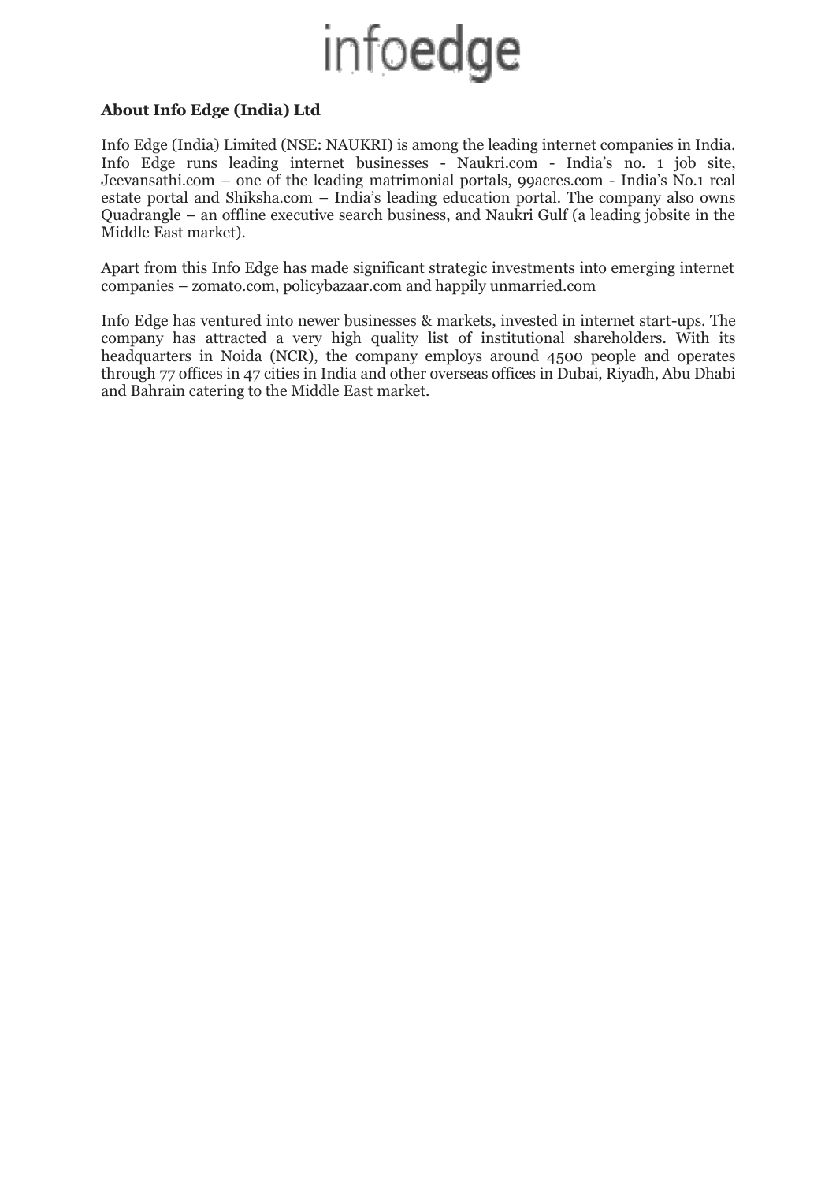infoedge

**About Info Edge (India) Ltd**

Info Edge (India) Limited (NSE: NAUKRI) is among the leading internet companies in India. Info Edge runs leading internet businesses - Naukri.com - India's no. 1 job site, Jeevansathi.com – one of the leading matrimonial portals, 99acres.com - India's No.1 real estate portal and Shiksha.com – India's leading education portal. The company also owns Quadrangle – an offline executive search business, and Naukri Gulf (a leading jobsite in the Middle East market).

Apart from this Info Edge has made significant strategic investments into emerging internet companies – zomato.com, policybazaar.com and happily unmarried.com

Info Edge has ventured into newer businesses & markets, invested in internet start-ups. The company has attracted a very high quality list of institutional shareholders. With its headquarters in Noida (NCR), the company employs around 4500 people and operates through 77 offices in 47 cities in India and other overseas offices in Dubai, Riyadh, Abu Dhabi and Bahrain catering to the Middle East market.